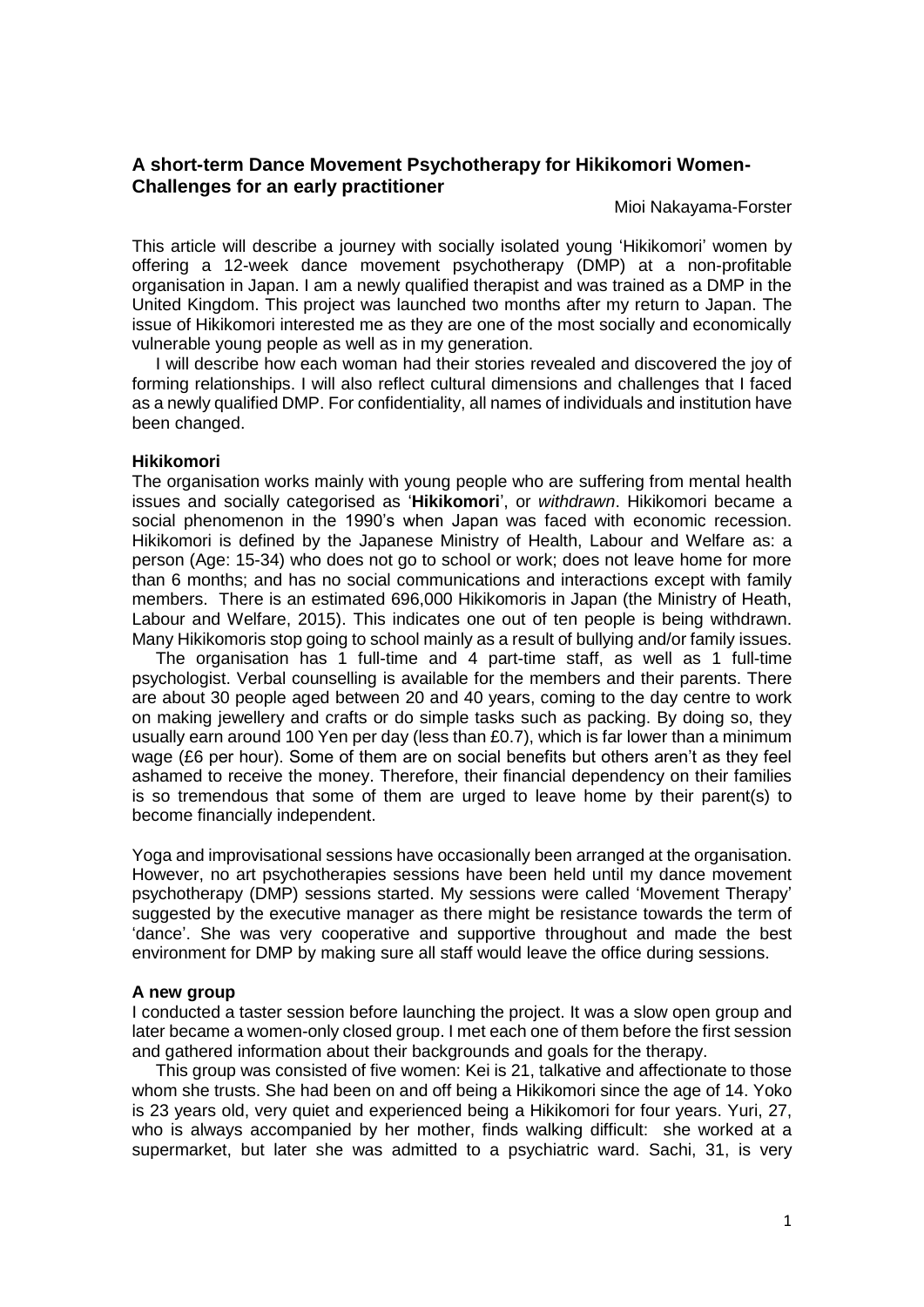# A short-term Dance Movement Psychotherapy for Hikikomori Women- Challenges for an early practitioner

Mioi Nakayama-Forster

This article will describe a journey with socially isolated young 'Hikikomori' women by offering a 12-week dance movement psychotherapy (DMP) at a non-profitable organisation in Japan. I am a newly qualified therapist and was trained as a DMP in the United Kingdom. This project was launched two months after my return to Japan. The issue of Hikikomori interested me as they are one of the most socially and economically vulnerable young people as well as in my generation.

I will describe how each woman had their stories revealed and discovered the joy of forming relationships. I will also reflect cultural dimensions and challenges that I faced as a newly qualified DMP. For confidentiality, all names of individuals and institution have been changed.

## Hikikomori

The organisation works mainly with young people who are suffering from mental health issues and socially categorised as '**Hikikomori**', or *withdrawn*. Hikikomori became a social phenomenon in the 1990's when Japan was faced with economic recession. Hikikomori is defined by the Japanese Ministry of Health, Labour and Welfare as: a person (Age: 15-34) who does not go to school or work; does not leave home for more than 6 months; and has no social communications and interactions except with family members. There is an estimated 696,000 Hikikomoris in Japan (the Ministry of Heath, Labour and Welfare, 2015). This indicates one out of ten people is being withdrawn. Many Hikikomoris stop going to school mainly as a result of bullying and/or family issues.

The organisation has 1 full-time and 4 part-time staff, as well as 1 full-time psychologist. Verbal counselling is available for the members and their parents. There are about 30 people aged between 20 and 40 years, coming to the day centre to work on making jewellery and crafts or do simple tasks such as packing. By doing so, they usually earn around 100 Yen per day (less than £0.7), which is far lower than a minimum wage (£6 per hour). Some of them are on social benefits but others aren't as they feel ashamed to receive the money. Therefore, their financial dependency on their families is so tremendous that some of them are urged to leave home by their parent(s) to become financially independent.

Yoga and improvisational sessions have occasionally been arranged at the organisation. However, no art psychotherapies sessions have been held until my dance movement psychotherapy (DMP) sessions started. My sessions were called 'Movement Therapy' suggested by the executive manager as there might be resistance towards the term of 'dance'. She was very cooperative and supportive throughout and made the best environment for DMP by making sure all staff would leave the office during sessions.

## A new group

I conducted a taster session before launching the project. It was a slow open group and later became a women-only closed group. I met each one of them before the first session and gathered information about their backgrounds and goals for the therapy.

This group was consisted of five women: Kei is 21, talkative and affectionate to those whom she trusts. She had been on and off being a Hikikomori since the age of 14. Yoko is 23 years old, very quiet and experienced being a Hikikomori for four years. Yuri, 27, who is always accompanied by her mother, finds walking difficult: she worked at a supermarket, but later she was admitted to a psychiatric ward. Sachi, 31, is very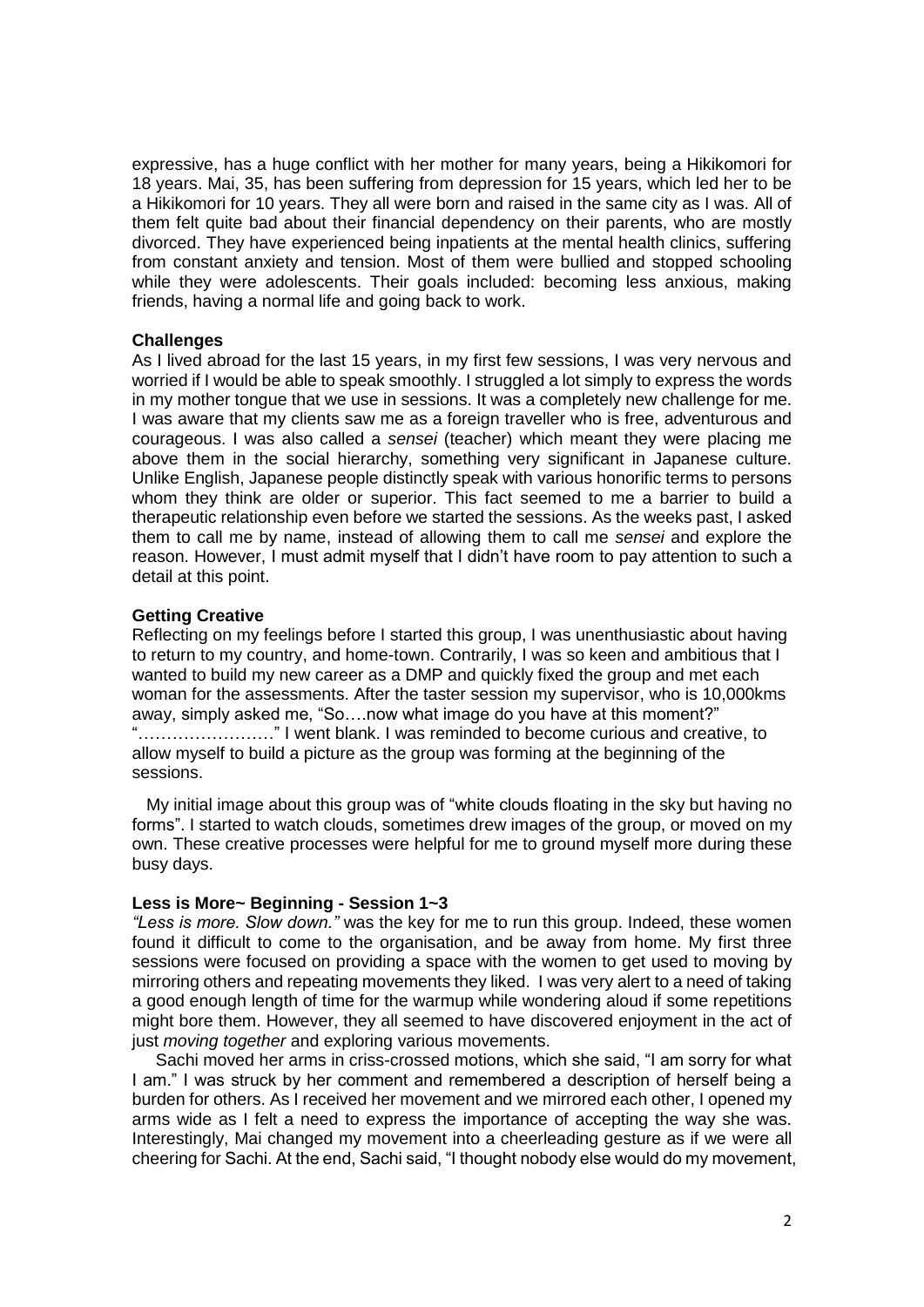expressive, has a huge conflict with her mother for many years, being a Hikikomori for 18 years. Mai, 35, has been suffering from depression for 15 years, which led her to be a Hikikomori for 10 years. They all were born and raised in the same city as I was. All of them felt quite bad about their financial dependency on their parents, who are mostly divorced. They have experienced being inpatients at the mental health clinics, suffering from constant anxiety and tension. Most of them were bullied and stopped schooling while they were adolescents. Their goals included: becoming less anxious, making friends, having a normal life and going back to work.

**Challenges**

As I lived abroad for the last 15 years, in my first few sessions, I was very nervous and worried if I would be able to speak smoothly. I struggled a lot simply to express the words in my mother tongue that we use in sessions. It was a completely new challenge for me. I was aware that my clients saw me as a foreign traveller who is free, adventurous and courageous. I was also called a *sensei* (teacher) which meant they were placing me above them in the social hierarchy, something very significant in Japanese culture. Unlike English, Japanese people distinctly speak with various honorific terms to persons whom they think are older or superior. This fact seemed to me a barrier to build a therapeutic relationship even before we started the sessions. As the weeks past, I asked them to call me by name, instead of allowing them to call me *sensei* and explore the reason. However, I must admit myself that I didn't have room to pay attention to such a detail at this point.

**Getting Creative**

Reflecting on my feelings before I started this group, I was unenthusiastic about having to return to my country, and home-town. Contrarily, I was so keen and ambitious that I wanted to build my new career as a DMP and quickly fixed the group and met each woman for the assessments. After the taster session my supervisor, who is 10,000kms away, simply asked me, "So….now what image do you have at this moment?" "……………………" I went blank. I was reminded to become curious and creative, to allow myself to build a picture as the group was forming at the beginning of the sessions.

My initial image about this group was of "white clouds floating in the sky but having no forms". I started to watch clouds, sometimes drew images of the group, or moved on my own. These creative processes were helpful for me to ground myself more during these busy days.

**Less is More~ Beginning - Session 1~3**

*"Less is more. Slow down."* was the key for me to run this group. Indeed, these women found it difficult to come to the organisation, and be away from home. My first three sessions were focused on providing a space with the women to get used to moving by mirroring others and repeating movements they liked. I was very alert to a need of taking a good enough length of time for the warmup while wondering aloud if some repetitions might bore them. However, they all seemed to have discovered enjoyment in the act of just *moving together* and exploring various movements.

Sachi moved her arms in criss-crossed motions, which she said, "I am sorry for what I am." I was struck by her comment and remembered a description of herself being a burden for others. As I received her movement and we mirrored each other, I opened my arms wide as I felt a need to express the importance of accepting the way she was. Interestingly, Mai changed my movement into a cheerleading gesture as if we were all cheering for Sachi. At the end, Sachi said, "I thought nobody else would do my movement,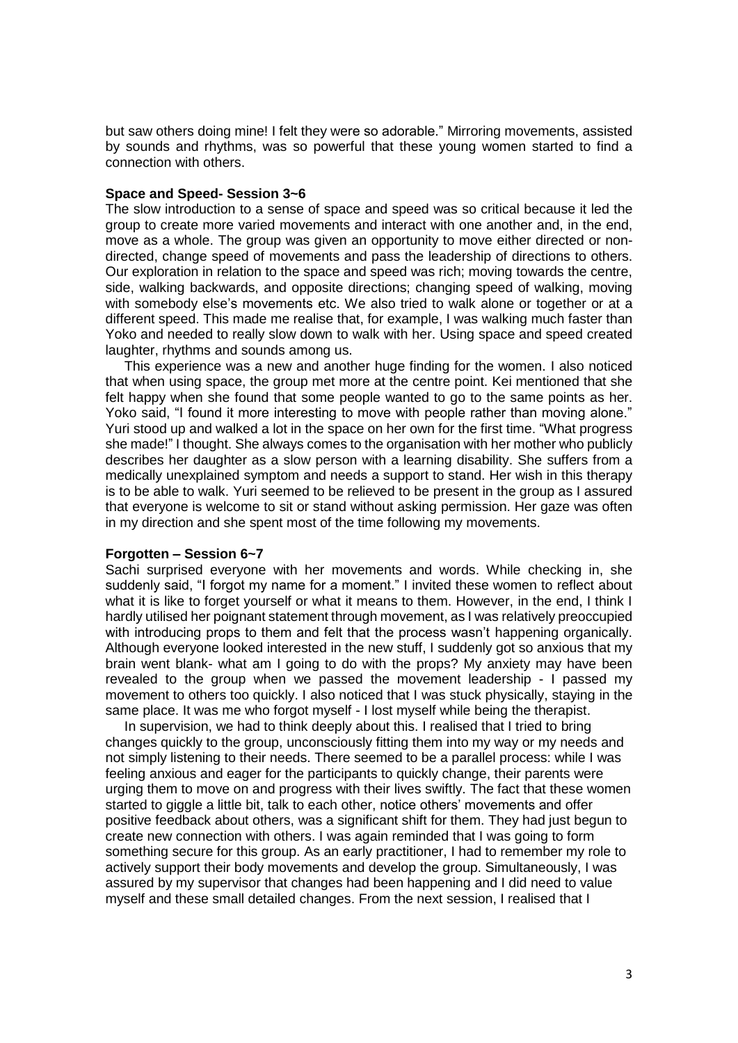but saw others doing mine! I felt they were so adorable." Mirroring movements, assisted by sounds and rhythms, was so powerful that these young women started to find a connection with others.

**Space and Speed- Session 3~6**

The slow introduction to a sense of space and speed was so critical because it led the group to create more varied movements and interact with one another and, in the end, move as a whole. The group was given an opportunity to move either directed or non-directed, change speed of movements and pass the leadership of directions to others. Our exploration in relation to the space and speed was rich; moving towards the centre, side, walking backwards, and opposite directions; changing speed of walking, moving with somebody else's movements etc. We also tried to walk alone or together or at a different speed. This made me realise that, for example, I was walking much faster than Yoko and needed to really slow down to walk with her. Using space and speed created laughter, rhythms and sounds among us.

This experience was a new and another huge finding for the women. I also noticed that when using space, the group met more at the centre point. Kei mentioned that she felt happy when she found that some people wanted to go to the same points as her. Yoko said, "I found it more interesting to move with people rather than moving alone." Yuri stood up and walked a lot in the space on her own for the first time. "What progress she made!" I thought. She always comes to the organisation with her mother who publicly describes her daughter as a slow person with a learning disability. She suffers from a medically unexplained symptom and needs a support to stand. Her wish in this therapy is to be able to walk. Yuri seemed to be relieved to be present in the group as I assured that everyone is welcome to sit or stand without asking permission. Her gaze was often in my direction and she spent most of the time following my movements.

**Forgotten – Session 6~7**

Sachi surprised everyone with her movements and words. While checking in, she suddenly said, "I forgot my name for a moment." I invited these women to reflect about what it is like to forget yourself or what it means to them. However, in the end, I think I hardly utilised her poignant statement through movement, as I was relatively preoccupied with introducing props to them and felt that the process wasn't happening organically. Although everyone looked interested in the new stuff, I suddenly got so anxious that my brain went blank- what am I going to do with the props? My anxiety may have been revealed to the group when we passed the movement leadership - I passed my movement to others too quickly. I also noticed that I was stuck physically, staying in the same place. It was me who forgot myself - I lost myself while being the therapist.

In supervision, we had to think deeply about this. I realised that I tried to bring changes quickly to the group, unconsciously fitting them into my way or my needs and not simply listening to their needs. There seemed to be a parallel process: while I was feeling anxious and eager for the participants to quickly change, their parents were urging them to move on and progress with their lives swiftly. The fact that these women started to giggle a little bit, talk to each other, notice others' movements and offer positive feedback about others, was a significant shift for them. They had just begun to create new connection with others. I was again reminded that I was going to form something secure for this group. As an early practitioner, I had to remember my role to actively support their body movements and develop the group. Simultaneously, I was assured by my supervisor that changes had been happening and I did need to value myself and these small detailed changes. From the next session, I realised that I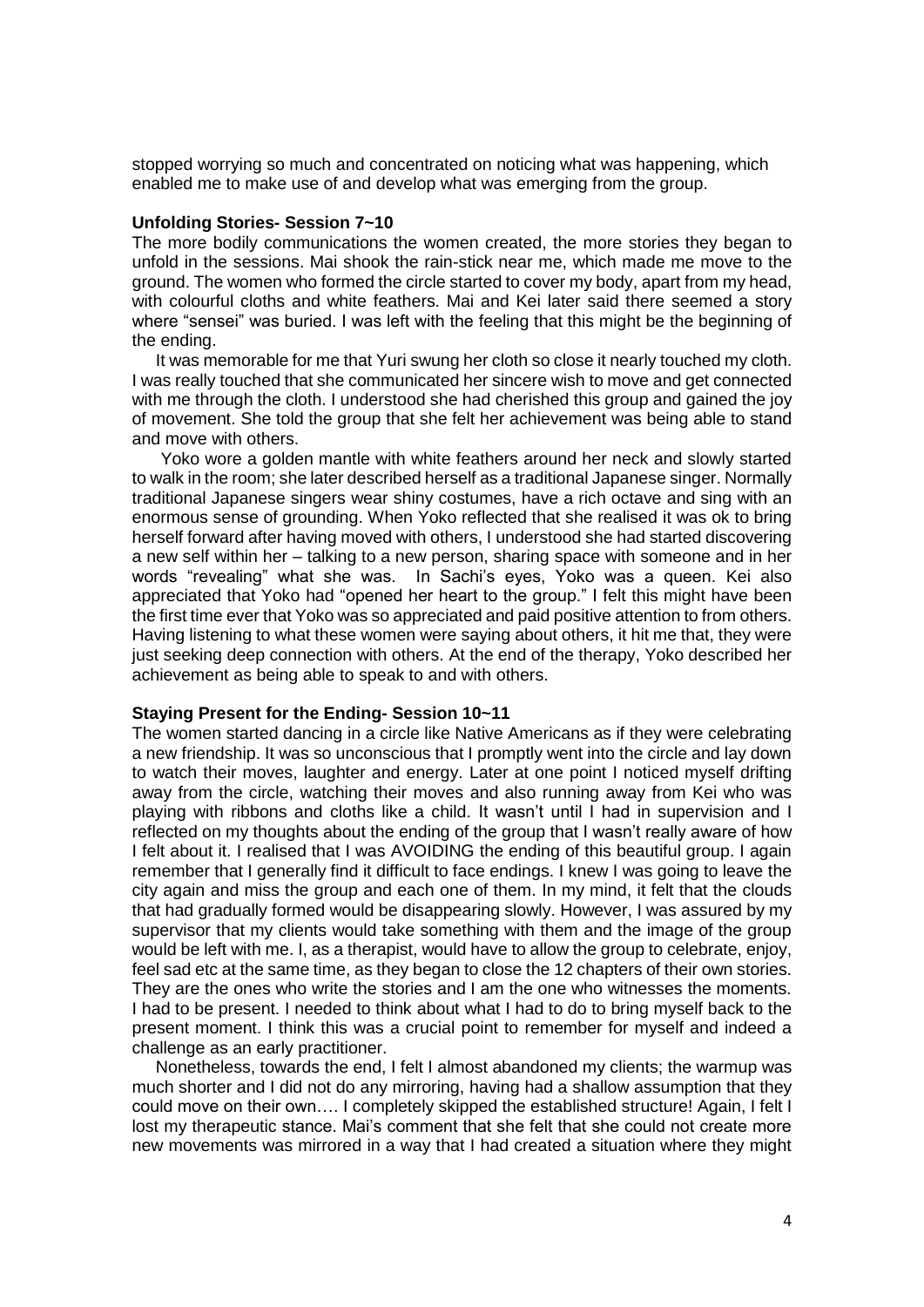stopped worrying so much and concentrated on noticing what was happening, which enabled me to make use of and develop what was emerging from the group.

**Unfolding Stories- Session 7~10**

The more bodily communications the women created, the more stories they began to unfold in the sessions. Mai shook the rain-stick near me, which made me move to the ground. The women who formed the circle started to cover my body, apart from my head, with colourful cloths and white feathers. Mai and Kei later said there seemed a story where "sensei" was buried. I was left with the feeling that this might be the beginning of the ending.

It was memorable for me that Yuri swung her cloth so close it nearly touched my cloth. I was really touched that she communicated her sincere wish to move and get connected with me through the cloth. I understood she had cherished this group and gained the joy of movement. She told the group that she felt her achievement was being able to stand and move with others.

Yoko wore a golden mantle with white feathers around her neck and slowly started to walk in the room; she later described herself as a traditional Japanese singer. Normally traditional Japanese singers wear shiny costumes, have a rich octave and sing with an enormous sense of grounding. When Yoko reflected that she realised it was ok to bring herself forward after having moved with others, I understood she had started discovering a new self within her – talking to a new person, sharing space with someone and in her words "revealing" what she was. In Sachi's eyes, Yoko was a queen. Kei also appreciated that Yoko had "opened her heart to the group." I felt this might have been the first time ever that Yoko was so appreciated and paid positive attention to from others. Having listening to what these women were saying about others, it hit me that, they were just seeking deep connection with others. At the end of the therapy, Yoko described her achievement as being able to speak to and with others.

**Staying Present for the Ending- Session 10~11**

The women started dancing in a circle like Native Americans as if they were celebrating a new friendship. It was so unconscious that I promptly went into the circle and lay down to watch their moves, laughter and energy. Later at one point I noticed myself drifting away from the circle, watching their moves and also running away from Kei who was playing with ribbons and cloths like a child. It wasn't until I had in supervision and I reflected on my thoughts about the ending of the group that I wasn't really aware of how I felt about it. I realised that I was AVOIDING the ending of this beautiful group. I again remember that I generally find it difficult to face endings. I knew I was going to leave the city again and miss the group and each one of them. In my mind, it felt that the clouds that had gradually formed would be disappearing slowly. However, I was assured by my supervisor that my clients would take something with them and the image of the group would be left with me. I, as a therapist, would have to allow the group to celebrate, enjoy, feel sad etc at the same time, as they began to close the 12 chapters of their own stories. They are the ones who write the stories and I am the one who witnesses the moments. I had to be present. I needed to think about what I had to do to bring myself back to the present moment. I think this was a crucial point to remember for myself and indeed a challenge as an early practitioner.

Nonetheless, towards the end, I felt I almost abandoned my clients; the warmup was much shorter and I did not do any mirroring, having had a shallow assumption that they could move on their own…. I completely skipped the established structure! Again, I felt I lost my therapeutic stance. Mai's comment that she felt that she could not create more new movements was mirrored in a way that I had created a situation where they might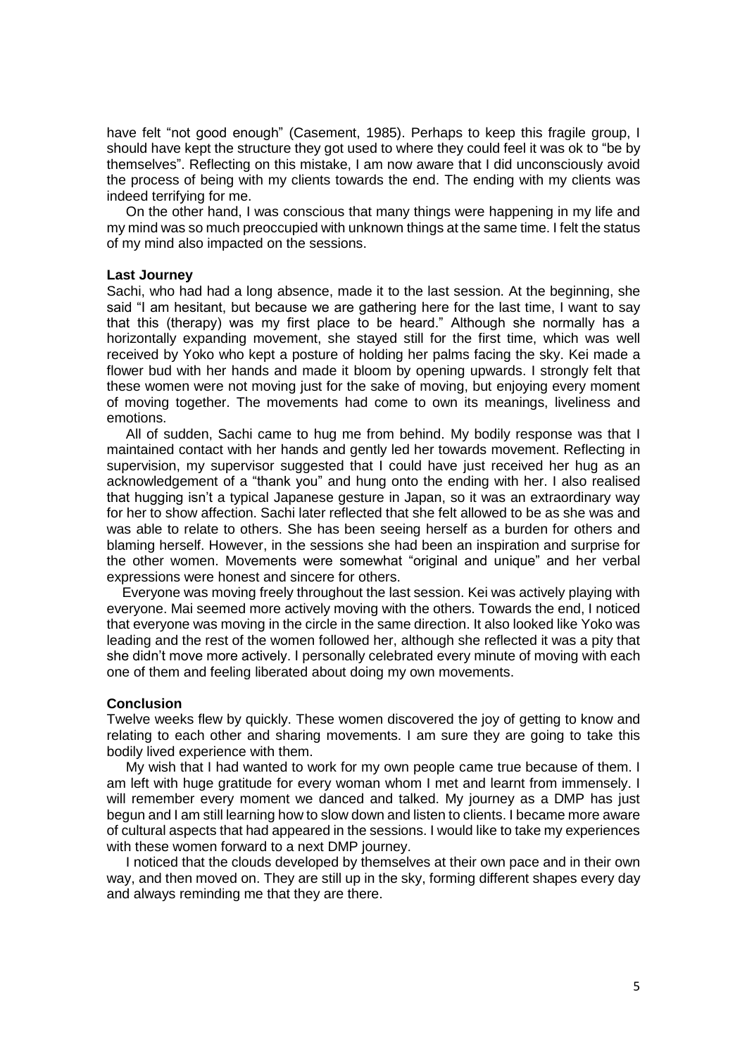have felt "not good enough" (Casement, 1985). Perhaps to keep this fragile group, I should have kept the structure they got used to where they could feel it was ok to "be by themselves". Reflecting on this mistake, I am now aware that I did unconsciously avoid the process of being with my clients towards the end. The ending with my clients was indeed terrifying for me.

On the other hand, I was conscious that many things were happening in my life and my mind was so much preoccupied with unknown things at the same time. I felt the status of my mind also impacted on the sessions.

**Last Journey**

Sachi, who had had a long absence, made it to the last session. At the beginning, she said "I am hesitant, but because we are gathering here for the last time, I want to say that this (therapy) was my first place to be heard." Although she normally has a horizontally expanding movement, she stayed still for the first time, which was well received by Yoko who kept a posture of holding her palms facing the sky. Kei made a flower bud with her hands and made it bloom by opening upwards. I strongly felt that these women were not moving just for the sake of moving, but enjoying every moment of moving together. The movements had come to own its meanings, liveliness and emotions.

All of sudden, Sachi came to hug me from behind. My bodily response was that I maintained contact with her hands and gently led her towards movement. Reflecting in supervision, my supervisor suggested that I could have just received her hug as an acknowledgement of a "thank you" and hung onto the ending with her. I also realised that hugging isn't a typical Japanese gesture in Japan, so it was an extraordinary way for her to show affection. Sachi later reflected that she felt allowed to be as she was and was able to relate to others. She has been seeing herself as a burden for others and blaming herself. However, in the sessions she had been an inspiration and surprise for the other women. Movements were somewhat "original and unique" and her verbal expressions were honest and sincere for others.

Everyone was moving freely throughout the last session. Kei was actively playing with everyone. Mai seemed more actively moving with the others. Towards the end, I noticed that everyone was moving in the circle in the same direction. It also looked like Yoko was leading and the rest of the women followed her, although she reflected it was a pity that she didn't move more actively. I personally celebrated every minute of moving with each one of them and feeling liberated about doing my own movements.

**Conclusion**

Twelve weeks flew by quickly. These women discovered the joy of getting to know and relating to each other and sharing movements. I am sure they are going to take this bodily lived experience with them.

My wish that I had wanted to work for my own people came true because of them. I am left with huge gratitude for every woman whom I met and learnt from immensely. I will remember every moment we danced and talked. My journey as a DMP has just begun and I am still learning how to slow down and listen to clients. I became more aware of cultural aspects that had appeared in the sessions. I would like to take my experiences with these women forward to a next DMP journey.

I noticed that the clouds developed by themselves at their own pace and in their own way, and then moved on. They are still up in the sky, forming different shapes every day and always reminding me that they are there.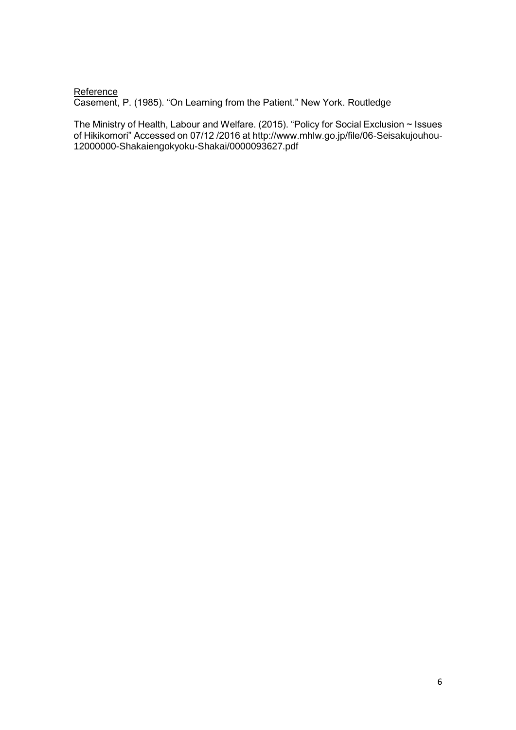<u>Reference</u>

Casement, P. (1985). “On Learning from the Patient.” New York. Routledge

The Ministry of Health, Labour and Welfare. (2015). “Policy for Social Exclusion ~ Issues of Hikikomori” Accessed on 07/12 /2016 at http://www.mhlw.go.jp/file/06-Seisakujouhou-12000000-Shakaiengokyoku-Shakai/0000093627.pdf